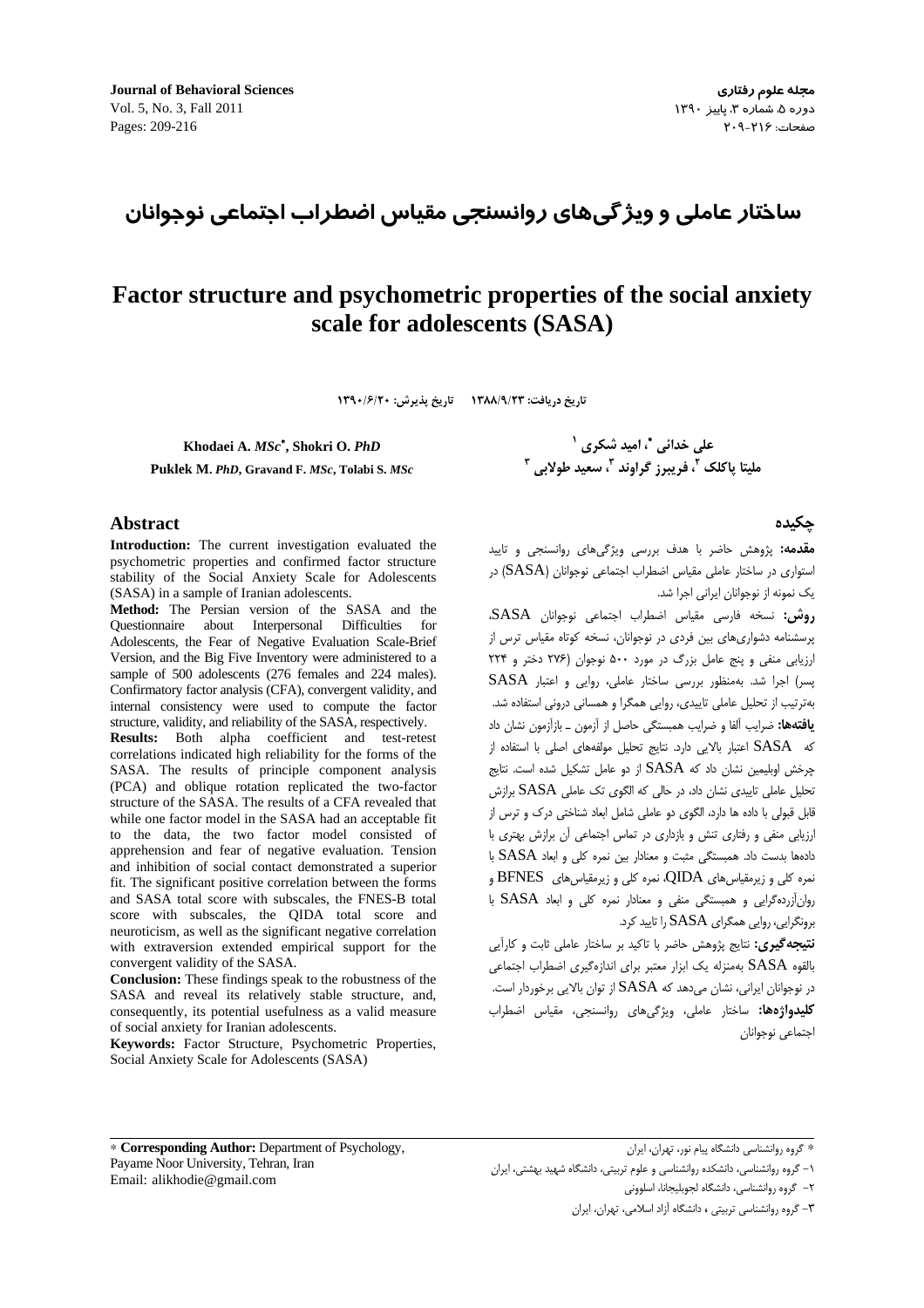# ساختار عاملی و ویژگی‌های روانسنجی مقیاس اضطراب اجتماعی نوجوانان

# Factor structure and psychometric properties of the social anxiety scale for adolescents (SASA)

تاریخ دریافت: ۱۳۸۸/۹/۲۳ تاریخ پذیرش: ۱۳۹۰/۶/۲۰

**Khodaei A.** *MSc*[*], **Shokri O.** *PhD*

**Puklek M.** *PhD*, **Gravand F.** *MSc*, **Tolabi S.** *MSc*

علی خدائی [*]، امید شکری [۱]

ملیتا پاکلک [۲]، فریبرز گراوند [۳]، سعید طولابی [۳]

## Abstract

**Introduction:** The current investigation evaluated the psychometric properties and confirmed factor structure stability of the Social Anxiety Scale for Adolescents (SASA) in a sample of Iranian adolescents.

**Method:** The Persian version of the SASA and the Questionnaire about Interpersonal Difficulties for Adolescents, the Fear of Negative Evaluation Scale-Brief Version, and the Big Five Inventory were administered to a sample of 500 adolescents (276 females and 224 males). Confirmatory factor analysis (CFA), convergent validity, and internal consistency were used to compute the factor structure, validity, and reliability of the SASA, respectively.

**Results:** Both alpha coefficient and test-retest correlations indicated high reliability for the forms of the SASA. The results of principle component analysis (PCA) and oblique rotation replicated the two-factor structure of the SASA. The results of a CFA revealed that while one factor model in the SASA had an acceptable fit to the data, the two factor model consisted of apprehension and fear of negative evaluation. Tension and inhibition of social contact demonstrated a superior fit. The significant positive correlation between the forms and SASA total score with subscales, the FNES-B total score with subscales, the QIDA total score and neuroticism, as well as the significant negative correlation with extraversion extended empirical support for the convergent validity of the SASA.

**Conclusion:** These findings speak to the robustness of the SASA and reveal its relatively stable structure, and, consequently, its potential usefulness as a valid measure of social anxiety for Iranian adolescents.

**Keywords:** Factor Structure, Psychometric Properties, Social Anxiety Scale for Adolescents (SASA)

## چکیده

**مقدمه:** پژوهش حاضر با هدف بررسی ویژگی‌های روانسنجی و تایید استواری در ساختار عاملی مقیاس اضطراب اجتماعی نوجوانان (SASA) در یک نمونه از نوجوانان ایرانی اجرا شد.

**روش:** نسخه فارسی مقیاس اضطراب اجتماعی نوجوانان SASA، پرسشنامه دشواری‌های بین فردی در نوجوانان، نسخه کوتاه مقیاس ترس از ارزیابی منفی و پنج عامل بزرگ در مورد ۵۰۰ نوجوان (۲۷۶ دختر و ۲۲۴ پسر) اجرا شد. به‌منظور بررسی ساختار عاملی، روایی و اعتبار SASA به‌ترتیب از تحلیل عاملی تاییدی، روایی همگرا و همسانی درونی استفاده شد.

**یافته‌ها:** ضرایب آلفا و ضرایب همبستگی حاصل از آزمون ـ بازآزمون نشان داد که SASA اعتبار بالایی دارد. نتایج تحلیل مولفه‌های اصلی با استفاده از چرخش اوبلیمین نشان داد که SASA از دو عامل تشکیل شده است. نتایج تحلیل عاملی تاییدی نشان داد، در حالی که الگوی تک عاملی SASA برازش قابل قبولی با داده ها دارد، الگوی دو عاملی شامل ابعاد شناختی درک و ترس از ارزیابی منفی و رفتاری تنش و بازداری در تماس اجتماعی آن برازش بهتری با داده‌ها بدست داد. همبستگی مثبت و معنادار بین نمره کلی و ابعاد SASA با نمره کلی و زیرمقیاس‌های QIDA، نمره کلی و زیرمقیاس‌های BFNES و روان‌آزرده‌گرایی و همبستگی منفی و معنادار نمره کلی و ابعاد SASA با برونگرایی، روایی همگرای SASA را تایید کرد.

**نتیجه‌گیری:** نتایج پژوهش حاضر با تاکید بر ساختار عاملی ثابت و کارآیی بالقوه SASA به‌منزله یک ابزار معتبر برای اندازه‌گیری اضطراب اجتماعی در نوجوانان ایرانی، نشان می‌دهد که SASA از توان بالایی برخوردار است.

**کلیدواژه‌ها:** ساختار عاملی، ویژگی‌های روانسنجی، مقیاس اضطراب اجتماعی نوجوانان

---

* **Corresponding Author:** Department of Psychology, Payame Noor University, Tehran, Iran
Email: alikhodie@gmail.com

* گروه روانشناسی دانشگاه پیام نور، تهران، ایران

۱- گروه روانشناسی، دانشکده روانشناسی و علوم تربیتی، دانشگاه شهید بهشتی، ایران

۲- گروه روانشناسی، دانشگاه لجوبلیجانا، اسلوونی

۳- گروه روانشناسی تربیتی ، دانشگاه آزاد اسلامی، تهران، ایران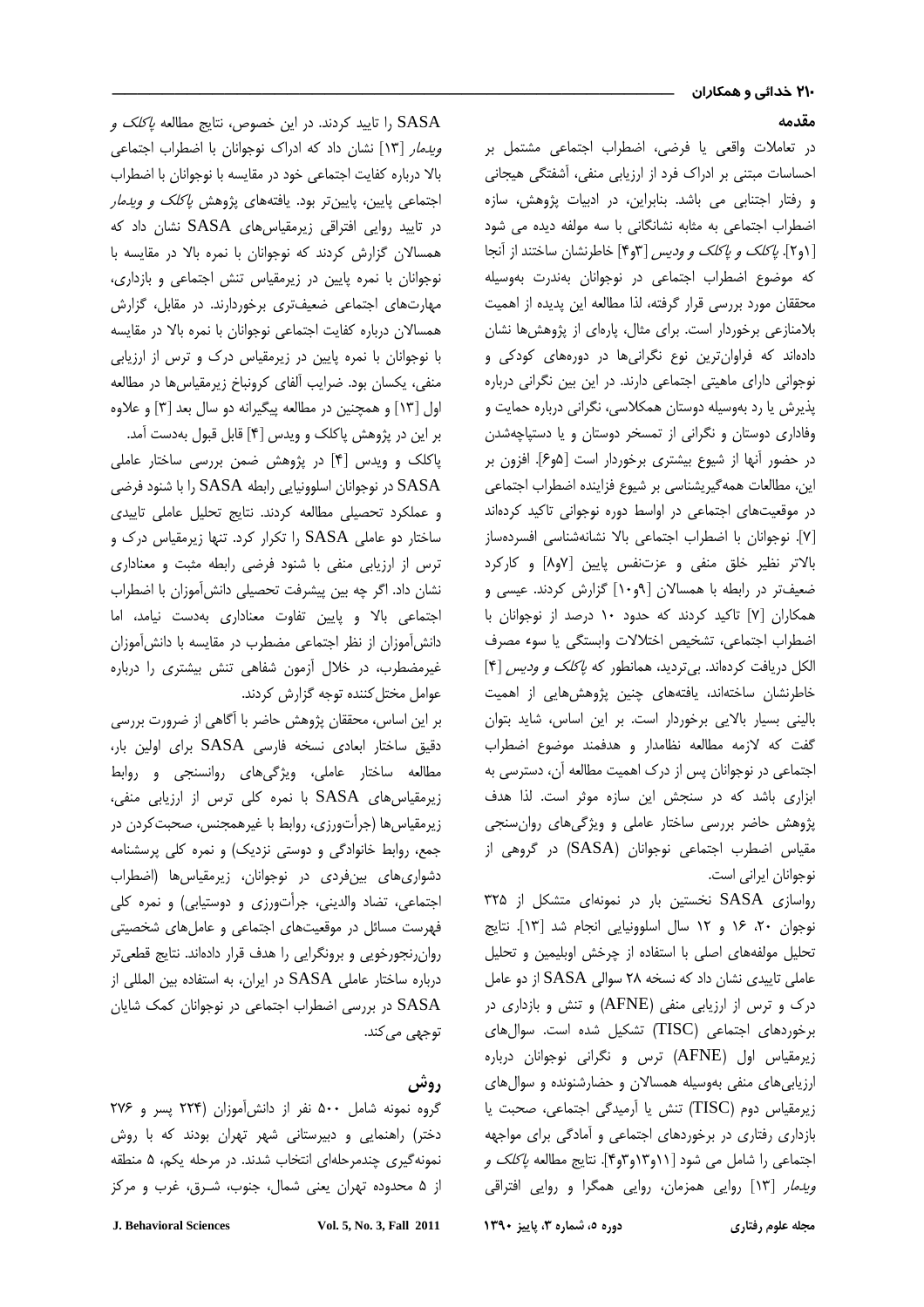## مقدمه

در تعاملات واقعی یا فرضی، اضطراب اجتماعی مشتمل بر احساسات مبتنی بر ادراک فرد از ارزیابی منفی، آشفتگی هیجانی و رفتار اجتنابی می باشد. بنابراین، در ادبیات پژوهش، سازه اضطراب اجتماعی به مثابه نشانگانی با سه مولفه دیده می شود [۱و۲]. *پاکلک و پاکلک و ودیس* [۳و۴] خاطرنشان ساختند از آنجا که موضوع اضطراب اجتماعی در نوجوانان به‌ندرت به‌وسیله محققان مورد بررسی قرار گرفته، لذا مطالعه این پدیده از اهمیت بلامنازعی برخوردار است. برای مثال، پاره‌ای از پژوهش‌ها نشان داده‌اند که فراوان‌ترین نوع نگرانی‌ها در دوره‌های کودکی و نوجوانی دارای ماهیتی اجتماعی دارند. در این بین نگرانی درباره پذیرش یا رد به‌وسیله دوستان همکلاسی، نگرانی درباره حمایت و وفاداری دوستان و نگرانی از تمسخر دوستان و یا دستپاچه‌شدن در حضور آنها از شیوع بیشتری برخوردار است [۵و۶]. افزون بر این، مطالعات همه‌گیری‌شناسی بر شیوع فزاینده اضطراب اجتماعی در موقعیت‌های اجتماعی در اواسط دوره نوجوانی تاکید کرده‌اند [۷]. نوجوانان با اضطراب اجتماعی بالا نشانه‌شناسی افسرده‌ساز بالاتر نظیر خلق منفی و عزت‌نفس پایین [۷و۸] و کارکرد ضعیف‌تر در رابطه با همسالان [۹و۱۰] گزارش کردند. عیسی و همکاران [۷] تاکید کردند که حدود ۱۰ درصد از نوجوانان با اضطراب اجتماعی، تشخیص اختلالات وابستگی یا سوء مصرف الکل دریافت کرده‌اند. بی‌تردید، همانطور که *پاکلک و ودیس* [۴] خاطرنشان ساخته‌اند، یافته‌های چنین پژوهش‌هایی از اهمیت بالینی بسیار بالایی برخوردار است. بر این اساس، شاید بتوان گفت که لازمه مطالعه نظامدار و هدفمند موضوع اضطراب اجتماعی در نوجوانان پس از درک اهمیت مطالعه آن، دسترسی به ابزاری باشد که در سنجش این سازه موثر است. لذا هدف پژوهش حاضر بررسی ساختار عاملی و ویژگی‌های روان‌سنجی مقیاس اضطراب اجتماعی نوجوانان (SASA) در گروهی از نوجوانان ایرانی است.

رواسازی SASA نخستین بار در نمونه‌ای متشکل از ۳۲۵ نوجوان ۲۰، ۱۶ و ۱۲ سال اسلوونیایی انجام شد [۱۳]. نتایج تحلیل مولفه‌های اصلی با استفاده از چرخش ابولیمین و تحلیل عاملی تاییدی نشان داد که نسخه ۲۸ سوالی SASA از دو عامل درک و ترس از ارزیابی منفی (AFNE) و تنش و بازداری در برخوردهای اجتماعی (TISC) تشکیل شده است. سوال‌های زیرمقیاس اول (AFNE) ترس و نگرانی نوجوانان درباره ارزیابی‌های منفی به‌وسیله همسالان و حضارشنونده و سوال‌های زیرمقیاس دوم (TISC) تنش یا آرمیدگی اجتماعی، صحبت یا بازداری رفتاری در برخوردهای اجتماعی و آمادگی برای مواجهه اجتماعی را شامل می شود [۱۱و۱۳و۳و۴]. نتایج مطالعه *پاکلک و ویدمار* [۱۳] روایی همزمان، روایی همگرا و روایی افتراقی SASA را تایید کردند. در این خصوص، نتایج مطالعه *پاکلک و ویدمار* [۱۳] نشان داد که ادراک نوجوانان با اضطراب اجتماعی بالا درباره کفایت اجتماعی خود در مقایسه با نوجوانان با اضطراب اجتماعی پایین، پایین‌تر بود. یافته‌های پژوهش *پاکلک و ویدمار* در تایید روایی افتراقی زیرمقیاس‌های SASA نشان داد که همسالان گزارش کردند که نوجوانان با نمره بالا در مقایسه با نوجوانان با نمره پایین در زیرمقیاس تنش اجتماعی و بازداری، مهارت‌های اجتماعی ضعیف‌تری برخوردارند. در مقابل، گزارش همسالان درباره کفایت اجتماعی نوجوانان با نمره بالا در مقایسه با نوجوانان با نمره پایین در زیرمقیاس درک و ترس از ارزیابی منفی، یکسان بود. ضرایب آلفای کرونباخ زیرمقیاس‌ها در مطالعه اول [۱۳] و همچنین در مطالعه پیگیرانه دو سال بعد [۳] و علاوه بر این در پژوهش پاکلک و ویدس [۴] قابل قبول به‌دست آمد.

پاکلک و ویدس [۴] در پژوهش ضمن بررسی ساختار عاملی SASA در نوجوانان اسلوونیایی رابطه SASA را با شنود فرضی و عملکرد تحصیلی مطالعه کردند. نتایج تحلیل عاملی تاییدی ساختار دو عاملی SASA را تکرار کرد. تنها زیرمقیاس درک و ترس از ارزیابی منفی با شنود فرضی رابطه مثبت و معناداری نشان داد. اگر چه بین پیشرفت تحصیلی دانش‌آموزان با اضطراب اجتماعی بالا و پایین تفاوت معناداری به‌دست نیامد، اما دانش‌آموزان از نظر اجتماعی مضطرب در مقایسه با دانش‌آموزان غیرمضطرب، در خلال آزمون شفاهی تنش بیشتری را درباره عوامل مختل‌کننده توجه گزارش کردند.

بر این اساس، محققان پژوهش حاضر با آگاهی از ضرورت بررسی دقیق ساختار ابعادی نسخه فارسی SASA برای اولین بار، مطالعه ساختار عاملی، ویژگی‌های روانسنجی و روابط زیرمقیاس‌های SASA با نمره کلی ترس از ارزیابی منفی، زیرمقیاس‌ها (جرأت‌ورزی، روابط با غیرهمجنس، صحبت‌کردن در جمع، روابط خانوادگی و دوستی نزدیک) و نمره کلی پرسشنامه دشواری‌های بین‌فردی در نوجوانان، زیرمقیاس‌ها (اضطراب اجتماعی، تضاد والدینی، جرأت‌ورزی و دوستیابی) و نمره کلی فهرست مسائل در موقعیت‌های اجتماعی و عامل‌های شخصیتی روان‌رنجورخویی و برونگرایی را هدف قرار داده‌اند. نتایج قطعی‌تر درباره ساختار عاملی SASA در ایران، به استفاده بین المللی از SASA در بررسی اضطراب اجتماعی در نوجوانان کمک شایان توجهی می‌کند.

## روش

گروه نمونه شامل ۵۰۰ نفر از دانش‌آموزان (۲۲۴ پسر و ۲۷۶ دختر) راهنمایی و دبیرستانی شهر تهران بودند که با روش نمونه‌گیری چندمرحله‌ای انتخاب شدند. در مرحله یکم، ۵ منطقه از ۵ محدوده تهران یعنی شمال، جنوب، شـرق، غرب و مرکز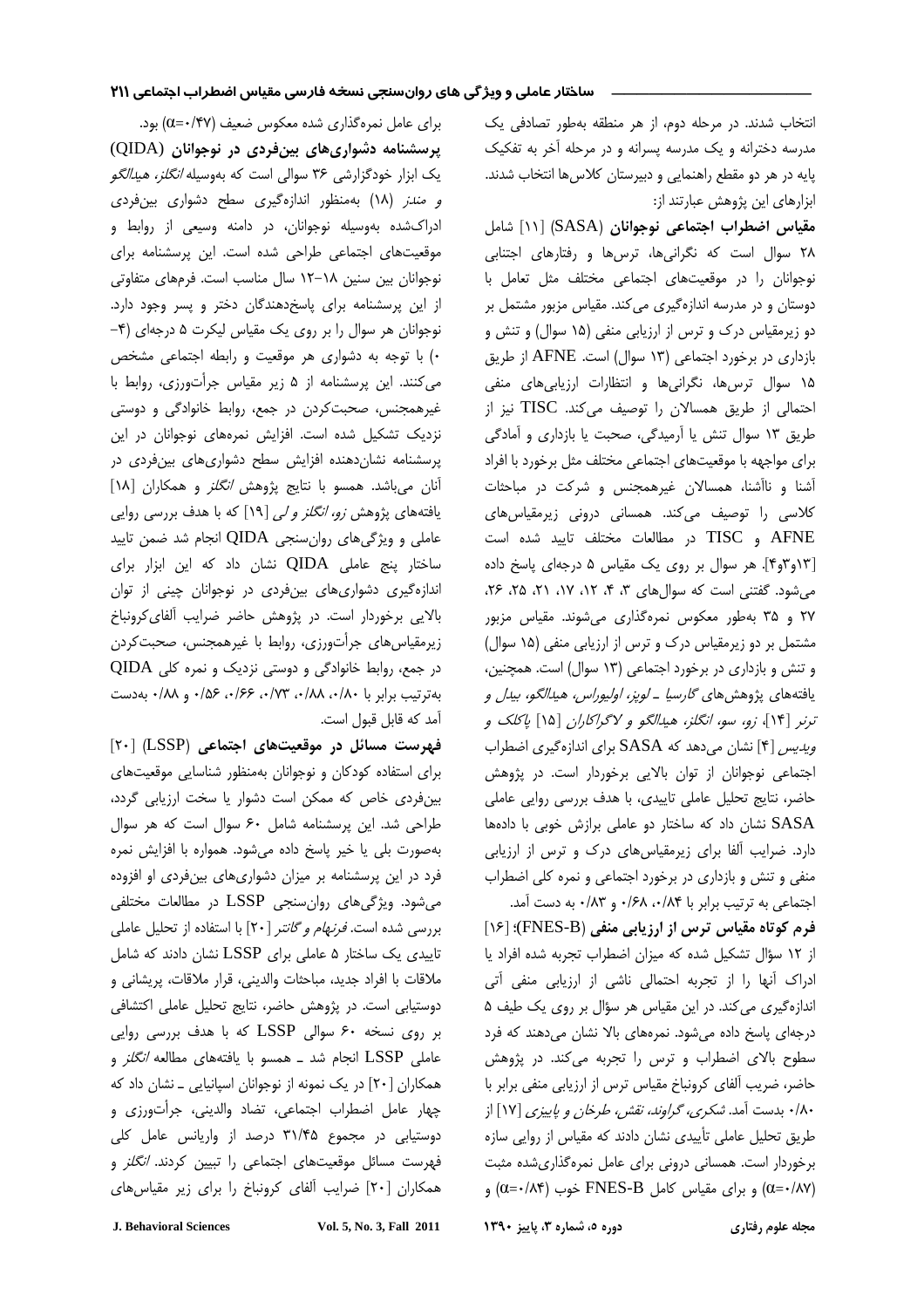انتخاب شدند. در مرحله دوم، از هر منطقه به‌طور تصادفی یک مدرسه دخترانه و یک مدرسه پسرانه و در مرحله آخر به تفکیک پایه در هر دو مقطع راهنمایی و دبیرستان کلاس‌ها انتخاب شدند. ابزارهای این پژوهش عبارتند از:

**مقیاس اضطراب اجتماعی نوجوانان** (SASA) [11] شامل ۲۸ سوال است که نگرانی‌ها، ترس‌ها و رفتارهای اجتنابی نوجوانان را در موقعیت‌های اجتماعی مختلف مثل تعامل با دوستان و در مدرسه اندازه‌گیری می‌کند. مقیاس مزبور مشتمل بر دو زیرمقیاس درک و ترس از ارزیابی منفی (۱۵ سوال) و تنش و بازداری در برخورد اجتماعی (۱۳ سوال) است. AFNE از طریق ۱۵ سوال ترس‌ها، نگرانی‌ها و انتظارات ارزیابی‌های منفی احتمالی از طریق همسالان را توصیف می‌کند. TISC نیز از طریق ۱۳ سوال تنش یا آرمیدگی، صحبت یا بازداری و آمادگی برای مواجهه با موقعیت‌های اجتماعی مختلف مثل برخورد با افراد آشنا و ناآشنا، همسالان غیرهمجنس و شرکت در مباحثات کلاسی را توصیف می‌کند. همسانی درونی زیرمقیاس‌های AFNE و TISC در مطالعات مختلف تایید شده است [۱۳و۳و۴]. هر سوال بر روی یک مقیاس ۵ درجه‌ای پاسخ داده می‌شود. گفتنی است که سوال‌های ۳، ۴، ۱۲، ۱۷، ۲۱، ۲۵، ۲۶، ۲۷ و ۳۵ به‌طور معکوس نمره‌گذاری می‌شوند. مقیاس مزبور مشتمل بر دو زیرمقیاس درک و ترس از ارزیابی منفی (۱۵ سوال) و تنش و بازداری در برخورد اجتماعی (۱۳ سوال) است. همچنین، یافته‌های پژوهش‌های *گارسیا ـ لوپز، اولیوراس، هیدالگو، بیدل و ترنر* [۱۴]، *زو، سو، انگلز، هیدالگو و لاگرکاران* [۱۵] *پاکلک و ویدیس* [۴] نشان می‌دهد که SASA برای اندازه‌گیری اضطراب اجتماعی نوجوانان از توان بالایی برخوردار است. در پژوهش حاضر، نتایج تحلیل عاملی تاییدی، با هدف بررسی روایی عاملی SASA نشان داد که ساختار دو عاملی برازش خوبی با داده‌ها دارد. ضرایب آلفا برای زیرمقیاس‌های درک و ترس از ارزیابی منفی و تنش و بازداری در برخورد اجتماعی و نمره کلی اضطراب اجتماعی به ترتیب برابر با ۰/۸۴، ۰/۶۸ و ۰/۸۳ به دست آمد.

**فرم کوتاه مقیاس ترس از ارزیابی منفی** (FNES-B): [16] از ۱۲ سؤال تشکیل شده که میزان اضطراب تجربه شده افراد یا ادراک آنها را از تجربه احتمالی ناشی از ارزیابی منفی آتی اندازه‌گیری می‌کند. در این مقیاس هر سؤال بر روی یک طیف ۵ درجه‌ای پاسخ داده می‌شود. نمره‌های بالا نشان می‌دهند که فرد سطوح بالای اضطراب و ترس را تجربه می‌کند. در پژوهش حاضر، ضریب آلفای کرونباخ مقیاس ترس از ارزیابی منفی برابر با ۰/۸۰ بدست آمد. *شکری، گراوند، نقش، طرخان و پاییزی* [۱۷] از طریق تحلیل عاملی تأییدی نشان دادند که مقیاس از روایی سازه برخوردار است. همسانی درونی برای عامل نمره‌گذاری‌شده مثبت ($\alpha$=۰/۸۷) و برای مقیاس کامل FNES-B خوب ($\alpha$=۰/۸۴) و برای عامل نمره‌گذاری شده معکوس ضعیف ($\alpha$=۰/۴۷) بود.

**پرسشنامه دشواری‌های بین‌فردی در نوجوانان** (QIDA) یک ابزار خودگزارشی ۳۶ سوالی است که به‌وسیله *انگلز، هیدالگو و مندز* [۱۸] به‌منظور اندازه‌گیری سطح دشواری بین‌فردی ادراک‌شده به‌وسیله نوجوانان، در دامنه وسیعی از روابط و موقعیت‌های اجتماعی طراحی شده است. این پرسشنامه برای نوجوانان بین سنین ۱۸-۱۲ سال مناسب است. فرم‌های متفاوتی از این پرسشنامه برای پاسخ‌دهندگان دختر و پسر وجود دارد. نوجوانان هر سوال را بر روی یک مقیاس لیکرت ۵ درجه‌ای (۴-۰) با توجه به دشواری هر موقعیت و رابطه اجتماعی مشخص می‌کنند. این پرسشنامه از ۵ زیر مقیاس جرأت‌ورزی، روابط با غیرهمجنس، صحبت‌کردن در جمع، روابط خانوادگی و دوستی نزدیک تشکیل شده است. افزایش نمره‌های نوجوانان در این پرسشنامه نشان‌دهنده افزایش سطح دشواری‌های بین‌فردی در آنان می‌باشد. همسو با نتایج پژوهش *انگلز* و همکاران [۱۸] یافته‌های پژوهش *زو، انگلز و لی* [۱۹] که با هدف بررسی روایی عاملی و ویژگی‌های روان‌سنجی QIDA انجام شد ضمن تایید ساختار پنج عاملی QIDA نشان داد که این ابزار برای اندازه‌گیری دشواری‌های بین‌فردی در نوجوانان چینی از توان بالایی برخوردار است. در پژوهش حاضر ضرایب آلفای‌کرونباخ زیرمقیاس‌های جرأت‌ورزی، روابط با غیرهمجنس، صحبت‌کردن در جمع، روابط خانوادگی و دوستی نزدیک و نمره کلی QIDA به‌ترتیب برابر با ۰/۸۰، ۰/۸۸، ۰/۷۳، ۰/۶۶، ۰/۵۶ و ۰/۸۸ به‌دست آمد که قابل قبول است.

**فهرست مسائل در موقعیت‌های اجتماعی** (LSSP) [۲۰] برای استفاده کودکان و نوجوانان به‌منظور شناسایی موقعیت‌های بین‌فردی خاص که ممکن است دشوار یا سخت ارزیابی گردد، طراحی شد. این پرسشنامه شامل ۶۰ سوال است که هر سوال به‌صورت بلی یا خیر پاسخ داده می‌شود. همواره با افزایش نمره فرد در این پرسشنامه بر میزان دشواری‌های بین‌فردی او افزوده می‌شود. ویژگی‌های روان‌سنجی LSSP در مطالعات مختلفی بررسی شده است. *فرنهام و گانتر* [۲۰] با استفاده از تحلیل عاملی تاییدی یک ساختار ۵ عاملی برای LSSP نشان دادند که شامل ملاقات با افراد جدید، مباحثات والدینی، قرار ملاقات، پریشانی و دوستیابی است. در پژوهش حاضر، نتایج تحلیل عاملی اکتشافی بر روی نسخه ۶۰ سوالی LSSP که با هدف بررسی روایی عاملی LSSP انجام شد ـ همسو با یافته‌های مطالعه *انگلز* و همکاران [۲۰] در یک نمونه از نوجوانان اسپانیایی ـ نشان داد که چهار عامل اضطراب اجتماعی، تضاد والدینی، جرأت‌ورزی و دوستیابی در مجموع ۳۱/۴۵ درصد از واریانس عامل کلی فهرست مسائل موقعیت‌های اجتماعی را تبیین کردند. *انگلز* و همکاران [۲۰] ضرایب آلفای کرونباخ را برای زیر مقیاس‌های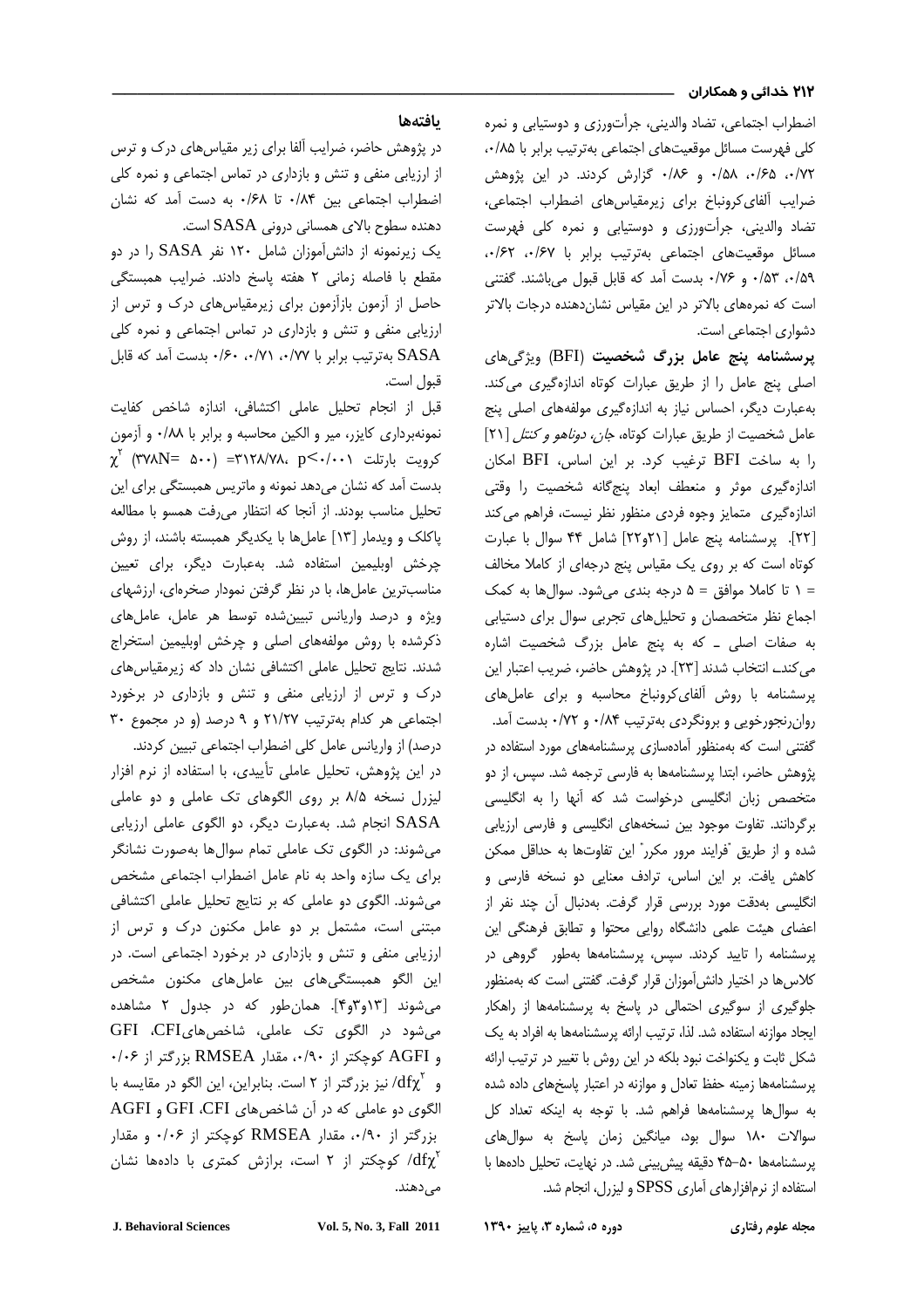اضطراب اجتماعی، تضاد والدینی، جرأت‌ورزی و دوستیابی و نمره کلی فهرست مسائل موقعیت‌های اجتماعی به‌ترتیب برابر با ۰/۸۵، ۰/۷۲، ۰/۶۵، ۰/۵۸ و ۰/۸۶ گزارش کردند. در این پژوهش ضرایب آلفای‌کرونباخ برای زیرمقیاس‌های اضطراب اجتماعی، تضاد والدینی، جرأت‌ورزی و دوستیابی و نمره کلی فهرست مسائل موقعیت‌های اجتماعی به‌ترتیب برابر با ۰/۶۷، ۰/۶۲، ۰/۵۹، ۰/۵۳ و ۰/۷۶ بدست آمد که قابل قبول می‌باشند. گفتنی است که نمره‌های بالاتر در این مقیاس نشان‌دهنده درجات بالاتر دشواری اجتماعی است.

**پرسشنامه پنج عامل بزرگ شخصیت** (BFI) ویژگی‌های اصلی پنج عامل را از طریق عبارات کوتاه اندازه‌گیری می‌کند. به‌عبارت دیگر، احساس نیاز به اندازه‌گیری مولفه‌های اصلی پنج عامل شخصیت از طریق عبارات کوتاه، *جان، دوناهو و کنتل* [۲۱] را به ساخت BFI ترغیب کرد. بر این اساس، BFI امکان اندازه‌گیری موثر و منعطف ابعاد پنج‌گانه شخصیت را وقتی اندازه‌گیری متمایز وجوه فردی منظور نظر نیست، فراهم می‌کند [۲۲]. پرسشنامه پنج عامل [۲۱و۲۲] شامل ۴۴ سوال با عبارت کوتاه است که بر روی یک مقیاس پنج درجه‌ای از کاملا مخالف = ۱ تا کاملا موافق = ۵ درجه بندی می‌شود. سوال‌ها به کمک اجماع نظر متخصصان و تحلیل‌های تجربی سوال برای دستیابی به صفات اصلی ــ که به پنج عامل بزرگ شخصیت اشاره می‌کنــ انتخاب شدند [۲۳]. در پژوهش حاضر، ضریب اعتبار این پرسشنامه با روش آلفای‌کرونباخ محاسبه و برای عامل‌های روان‌رنجورخویی و برونگردی به‌ترتیب ۰/۸۴ و ۰/۷۲ بدست آمد.

گفتنی است که به‌منظور آماده‌سازی پرسشنامه‌های مورد استفاده در پژوهش حاضر، ابتدا پرسشنامه‌ها به فارسی ترجمه شد. سپس، از دو متخصص زبان انگلیسی درخواست شد که آنها را به انگلیسی برگردانند. تفاوت موجود بین نسخه‌های انگلیسی و فارسی ارزیابی شده و از طریق "فرایند مرور مکرر" این تفاوت‌ها به حداقل ممکن کاهش یافت. بر این اساس، ترادف معنایی دو نسخه فارسی و انگلیسی به‌دقت مورد بررسی قرار گرفت. به‌دنبال آن چند نفر از اعضای هیئت علمی دانشگاه روایی محتوا و تطابق فرهنگی این پرسشنامه را تایید کردند. سپس، پرسشنامه‌ها به‌طور گروهی در کلاس‌ها در اختیار دانش‌آموزان قرار گرفت. گفتنی است که به‌منظور جلوگیری از سوگیری احتمالی در پاسخ به پرسشنامه‌ها از راهکار ایجاد موازنه استفاده شد. لذا، ترتیب ارائه پرسشنامه‌ها به افراد به یک شکل ثابت و یکنواخت نبود بلکه در این روش با تغییر در ترتیب ارائه پرسشنامه‌ها زمینه حفظ تعادل و موازنه در اعتبار پاسخ‌های داده شده به سوال‌ها پرسشنامه‌ها فراهم شد. با توجه به اینکه تعداد کل سوالات ۱۸۰ سوال بود، میانگین زمان پاسخ به سوال‌های پرسشنامه‌ها ۵۰-۴۵ دقیقه پیش‌بینی شد. در نهایت، تحلیل داده‌ها با استفاده از نرم‌افزارهای آماری SPSS و لیزرل، انجام شد.

## یافته‌ها

در پژوهش حاضر، ضرایب آلفا برای زیر مقیاس‌های درک و ترس از ارزیابی منفی و تنش و بازداری در تماس اجتماعی و نمره کلی اضطراب اجتماعی بین ۰/۸۴ تا ۰/۶۸ به دست آمد که نشان دهنده سطوح بالای همسانی درونی SASA است.

یک زیرنمونه از دانش‌آموزان شامل ۱۲۰ نفر SASA را در دو مقطع با فاصله زمانی ۲ هفته پاسخ دادند. ضرایب همبستگی حاصل از آزمون بازآزمون برای زیرمقیاس‌های درک و ترس از ارزیابی منفی و تنش و بازداری در تماس اجتماعی و نمره کلی SASA به‌ترتیب برابر با ۰/۷۷، ۰/۷۱، ۰/۶۰ بدست آمد که قابل قبول است.

قبل از انجام تحلیل عاملی اکتشافی، اندازه شاخص کفایت نمونه‌برداری کایزر، میر و الکین محاسبه و برابر با ۰/۸۸ و آزمون کرویت بارتلت $\chi^2$ (۳۷۸N= ۵۰۰) =۳۱۲۸/۷۸، p<۰/۰۰۱ بدست آمد که نشان می‌داد نمونه و ماتریس همبستگی برای این تحلیل مناسب بودند. از آنجا که انتظار می‌رفت همسو با مطالعه پاکلک و ویدمار [۱۳] عامل‌ها با یکدیگر همبسته باشند، از روش چرخش اوبلیمین استفاده شد. به‌عبارت دیگر، برای تعیین مناسب‌ترین عامل‌ها، با در نظر گرفتن نمودار صخره‌ای، ارزشهای ویژه و درصد واریانس تبیین‌شده توسط هر عامل، عامل‌های ذکرشده با روش مولفه‌های اصلی و چرخش اوبلیمین استخراج شدند. نتایج تحلیل عاملی اکتشافی نشان داد که زیرمقیاس‌های درک و ترس از ارزیابی منفی و تنش و بازداری در برخورد اجتماعی هر کدام به‌ترتیب ۲۱/۲۷ و ۹ درصد (و در مجموع ۳۰ درصد) از واریانس عامل کلی اضطراب اجتماعی تبیین کردند.

در این پژوهش، تحلیل عاملی تأییدی، با استفاده از نرم افزار لیزرل نسخه ۸/۵ بر روی الگوهای تک عاملی و دو عاملی SASA انجام شد. به‌عبارت دیگر، دو الگوی عاملی ارزیابی می‌شوند: در الگوی تک عاملی تمام سوال‌ها به‌صورت نشانگر برای یک سازه واحد به نام عامل اضطراب اجتماعی مشخص می‌شوند. الگوی دو عاملی که بر نتایج تحلیل عاملی اکتشافی مبتنی است، مشتمل بر دو عامل مکنون درک و ترس از ارزیابی منفی و تنش و بازداری در برخورد اجتماعی است. در این الگو همبستگی‌های بین عامل‌های مکنون مشخص می‌شوند [۱۳و۳و۴]. همان‌طور که در جدول ۲ مشاهده می‌شود در الگوی تک عاملی، شاخص‌هایCFI، GFI و AGFI کوچکتر از ۰/۹۰، مقدار RMSEA بزرگتر از ۰/۰۶ و $\chi^2$/df نیز بزرگتر از ۲ است. بنابراین، این الگو در مقایسه با الگوی دو عاملی که در آن شاخص‌های CFI، GFI و AGFI بزرگتر از ۰/۹۰، مقدار RMSEA کوچکتر از ۰/۰۶ و مقدار $\chi^2$/df کوچکتر از ۲ است، برازش کمتری با داده‌ها نشان می‌دهند.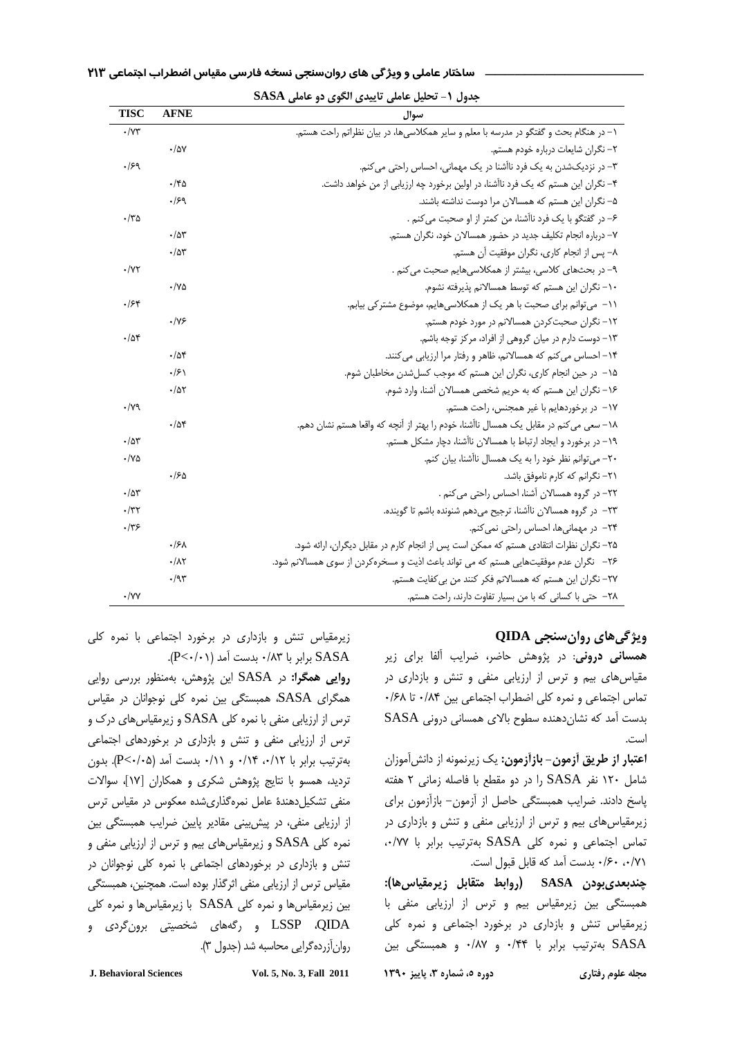جدول ۱- تحلیل عاملی تاییدی الگوی دو عاملی SASA

| سوال | AFNE | TISC |
|---|---|---|
| ۱- در هنگام بحث و گفتگو در مدرسه با معلم و سایر همکلاسی‌ها، در بیان نظراتم راحت هستم. | | ۰/۷۳ |
| ۲- نگران شایعات درباره خودم هستم. | ۰/۵۷ | |
| ۳- در نزدیک‌شدن به یک فرد ناآشنا در یک مهمانی، احساس راحتی می‌کنم. | | ۰/۶۹ |
| ۴- نگران این هستم که یک فرد ناآشنا، در اولین برخورد چه ارزیابی از من خواهد داشت. | ۰/۴۵ | |
| ۵- نگران این هستم که همسالان مرا دوست نداشته باشند. | ۰/۶۹ | |
| ۶- در گفتگو با یک فرد ناآشنا، من کمتر از او صحبت می‌کنم . | | ۰/۳۵ |
| ۷- درباره انجام تکلیف جدید در حضور همسالان خود، نگران هستم. | ۰/۵۳ | |
| ۸- پس از انجام کاری، نگران موفقیت آن هستم. | ۰/۵۳ | |
| ۹- در بحث‌های کلاسی، بیشتر از همکلاسی‌هایم صحبت می‌کنم . | | ۰/۷۲ |
| ۱۰- نگران این هستم که توسط همسالانم پذیرفته نشوم. | ۰/۷۵ | |
| ۱۱- می‌توانم برای صحبت با هر یک از همکلاسی‌هایم، موضوع مشترکی بیابم. | | ۰/۶۴ |
| ۱۲- نگران صحبت‌کردن همسالانم در مورد خودم هستم. | ۰/۷۶ | |
| ۱۳- دوست دارم در میان گروهی از افراد، مرکز توجه باشم. | | ۰/۵۴ |
| ۱۴- احساس می‌کنم که همسالانم، ظاهر و رفتار مرا ارزیابی می‌کنند. | ۰/۵۴ | |
| ۱۵- در حین انجام کاری، نگران این هستم که موجب کسل‌شدن مخاطبان شوم. | ۰/۶۱ | |
| ۱۶- نگران این هستم که به حریم شخصی همسالان آشنا، وارد شوم. | ۰/۵۲ | |
| ۱۷- در برخوردهایم با غیر همجنس، راحت هستم. | | ۰/۷۹ |
| ۱۸- سعی می‌کنم در مقابل یک همسال ناآشنا، خودم را بهتر از آنچه که واقعا هستم نشان دهم. | ۰/۵۴ | |
| ۱۹- در برخورد و ایجاد ارتباط با همسالان ناآشنا، دچار مشکل هستم. | | ۰/۵۳ |
| ۲۰- می‌توانم نظر خود را به یک همسال ناآشنا، بیان کنم. | | ۰/۷۵ |
| ۲۱- نگرانم که کارم ناموفق باشد. | ۰/۶۵ | |
| ۲۲- در گروه همسالان آشنا، احساس راحتی می‌کنم . | | ۰/۵۳ |
| ۲۳- در گروه همسالان ناآشنا، ترجیح می‌دهم شنونده باشم تا گوینده. | | ۰/۳۲ |
| ۲۴- در مهمانی‌ها، احساس راحتی نمی‌کنم. | | ۰/۳۶ |
| ۲۵- نگران نظرات انتقادی هستم که ممکن است پس از انجام کارم در مقابل دیگران، ارائه شود. | ۰/۶۸ | |
| ۲۶- نگران عدم موفقیت‌هایی هستم که می تواند باعث اذیت و مسخره‌کردن از سوی همسالانم شود. | ۰/۸۲ | |
| ۲۷- نگران این هستم که همسالانم فکر کنند من بی‌کفایت هستم. | ۰/۹۳ | |
| ۲۸- حتی با کسانی که با من بسیار تفاوت دارند، راحت هستم. | | ۰/۷۷ |

## ویژگی‌های روان‌سنجی QIDA

**همسانی درونی:** در پژوهش حاضر، ضرایب آلفا برای زیر مقیاس‌های بیم و ترس از ارزیابی منفی و تنش و بازداری در تماس اجتماعی و نمره کلی اضطراب اجتماعی بین ۰/۸۴ تا ۰/۶۸ بدست آمد که نشان‌دهنده سطوح بالای همسانی درونی SASA است.

**اعتبار از طریق آزمون- بازآزمون:** یک زیرنمونه از دانش‌آموزان شامل ۱۲۰ نفر SASA را در دو مقطع با فاصله زمانی ۲ هفته پاسخ دادند. ضرایب همبستگی حاصل از آزمون- بازآزمون برای زیرمقیاس‌های بیم و ترس از ارزیابی منفی و تنش و بازداری در تماس اجتماعی و نمره کلی SASA به‌ترتیب برابر با ۰/۷۷، ۰/۷۱، ۰/۶۰ بدست آمد که قابل قبول است.

**چندبعدی‌بودن SASA (روابط متقابل زیرمقیاس‌ها):** همبستگی بین زیرمقیاس بیم و ترس از ارزیابی منفی با زیرمقیاس تنش و بازداری در برخورد اجتماعی و نمره کلی SASA به‌ترتیب برابر با ۰/۴۴ و ۰/۸۷ و همبستگی بین زیرمقیاس تنش و بازداری در برخورد اجتماعی با نمره کلی SASA برابر با ۰/۸۳ بدست آمد ($P<0/01$).

**روایی همگرا:** در SASA این پژوهش، به‌منظور بررسی روایی همگرای SASA، همبستگی بین نمره کلی نوجوانان در مقیاس ترس از ارزیابی منفی با نمره کلی SASA و زیرمقیاس‌های درک و ترس از ارزیابی منفی و تنش و بازداری در برخوردهای اجتماعی به‌ترتیب برابر با ۰/۱۲، ۰/۱۴ و ۰/۱۱ بدست آمد ($P<0/05$). بدون تردید، همسو با نتایج پژوهش شکری و همکاران [۱۷]، سوالات منفی تشکیل‌دهندهٔ عامل نمره‌گذاری‌شده معکوس در مقیاس ترس از ارزیابی منفی، در پیش‌بینی مقادیر پایین ضرایب همبستگی بین نمره کلی SASA و زیرمقیاس‌های بیم و ترس از ارزیابی منفی و تنش و بازداری در برخوردهای اجتماعی با نمره کلی نوجوانان در مقیاس ترس از ارزیابی منفی اثرگذار بوده است. همچنین، همبستگی بین زیرمقیاس‌ها و نمره کلی SASA با زیرمقیاس‌ها و نمره کلی QIDA، LSSP و رگه‌های شخصیتی برون‌گردی و روان‌آزرده‌گرایی محاسبه شد (جدول ۳).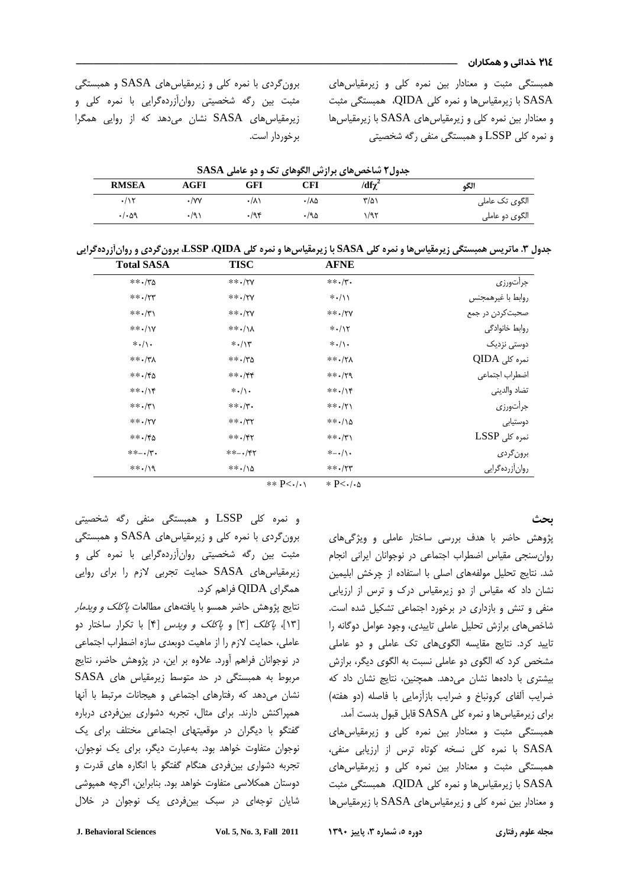همبستگی مثبت و معنادار بین نمره کلی و زیرمقیاس‌های SASA با زیرمقیاس‌ها و نمره کلی QIDA، همبستگی مثبت و معنادار بین نمره کلی و زیرمقیاس‌های SASA با زیرمقیاس‌ها و نمره کلی LSSP و همبستگی منفی رگه شخصیتی برون‌گردی با نمره کلی و زیرمقیاس‌های SASA و همبستگی مثبت بین رگه شخصیتی روان‌آزرده‌گرایی با نمره کلی و زیرمقیاس‌های SASA نشان می‌دهد که از روایی همگرا برخوردار است.

**جدول۲ شاخص‌های برازش الگوهای تک و دو عاملی SASA**

| الگو | $\chi^2$/df | CFI | GFI | AGFI | RMSEA |
|---|---|---|---|---|---|
| الگوی تک عاملی | ۳/۵۱ | ۰/۸۵ | ۰/۸۱ | ۰/۷۷ | ۰/۱۲ |
| الگوی دو عاملی | ۱/۹۲ | ۰/۹۵ | ۰/۹۴ | ۰/۹۱ | ۰/۰۵۹ |

**جدول ۳. ماتریس همبستگی زیرمقیاس‌ها و نمره کلی SASA با زیرمقیاس‌ها و نمره کلی QIDA، LSSP، برون‌گردی و روان‌آزرده‌گرایی**

| | AFNE | TISC | Total SASA |
|---|---|---|---|
| جرأت‌ورزی | \*\*۰/۳۰ | \*\*۰/۲۷ | \*\*۰/۳۵ |
| روابط با غیرهمجنس | \*۰/۱۱ | \*\*۰/۲۷ | \*\*۰/۲۳ |
| صحبت‌کردن در جمع | \*\*۰/۲۷ | \*\*۰/۲۷ | \*\*۰/۳۱ |
| روابط خانوادگی | \*۰/۱۲ | \*\*۰/۱۸ | \*\*۰/۱۷ |
| دوستی نزدیک | \*۰/۱۰ | \*۰/۱۳ | \*۰/۱۰ |
| نمره کلی QIDA | \*\*۰/۲۸ | \*\*۰/۳۵ | \*\*۰/۳۸ |
| اضطراب اجتماعی | \*\*۰/۲۹ | \*\*۰/۴۴ | \*\*۰/۴۵ |
| تضاد والدینی | \*\*۰/۱۴ | \*۰/۱۰ | \*\*۰/۱۴ |
| جرأت‌ورزی | \*\*۰/۲۱ | \*\*۰/۳۰ | \*\*۰/۳۱ |
| دوستیابی | \*\*۰/۱۵ | \*\*۰/۳۲ | \*\*۰/۲۷ |
| نمره کلی LSSP | \*\*۰/۳۱ | \*\*۰/۴۲ | \*\*۰/۴۵ |
| برون‌گردی | \*-۰/۱۰ | \*\*-۰/۴۲ | \*\*-۰/۳۰ |
| روان‌آزرده‌گرایی | \*\*۰/۲۳ | \*\*۰/۱۵ | \*\*۰/۱۹ |

\*\* P<۰/۰۱ &nbsp;&nbsp; \* P<۰/۰۵

## بحث

پژوهش حاضر با هدف بررسی ساختار عاملی و ویژگی‌های روان‌سنجی مقیاس اضطراب اجتماعی در نوجوانان ایرانی انجام شد. نتایج تحلیل مولفه‌های اصلی با استفاده از چرخش ابلیمین نشان داد که مقیاس از دو زیرمقیاس درک و ترس از ارزیابی منفی و تنش و بازداری در برخورد اجتماعی تشکیل شده است. شاخص‌های برازش تحلیل عاملی تاییدی، وجود عوامل دوگانه را تایید کرد. نتایج مقایسه الگوهای تک عاملی و دو عاملی مشخص کرد که الگوی دو عاملی نسبت به الگوی دیگر، برازش بیشتری با داده‌ها نشان می‌دهد. همچنین، نتایج نشان داد که ضرایب آلفای کرونباخ و ضرایب بازآزمایی با فاصله (دو هفته) برای زیرمقیاس‌ها و نمره کلی SASA قابل قبول بدست آمد.

همبستگی مثبت و معنادار بین نمره کلی و زیرمقیاس‌های SASA با نمره کلی نسخه کوتاه ترس از ارزیابی منفی، همبستگی مثبت و معنادار بین نمره کلی و زیرمقیاس‌های SASA با زیرمقیاس‌ها و نمره کلی QIDA، همبستگی مثبت و معنادار بین نمره کلی و زیرمقیاس‌های SASA با زیرمقیاس‌ها و نمره کلی LSSP و همبستگی منفی رگه شخصیتی برون‌گردی با نمره کلی و زیرمقیاس‌های SASA و همبستگی مثبت بین رگه شخصیتی روان‌آزرده‌گرایی با نمره کلی و زیرمقیاس‌های SASA حمایت تجربی لازم را برای روایی همگرای QIDA فراهم کرد.

نتایج پژوهش حاضر همسو با یافته‌های مطالعات *پاکلک و ویدمار* [۱۳]، *پاکلک* [۳] و *پاکلک و ویدس* [۴] با تکرار ساختار دو عاملی، حمایت لازم را از ماهیت دوبعدی سازه اضطراب اجتماعی در نوجوانان فراهم آورد. علاوه بر این، در پژوهش حاضر، نتایج مربوط به همبستگی در حد متوسط زیرمقیاس های SASA نشان می‌دهد که رفتارهای اجتماعی و هیجانات مرتبط با آنها همپراکنش دارند. برای مثال، تجربه دشواری بین‌فردی درباره گفتگو با دیگران در موقعیتهای اجتماعی مختلف برای یک نوجوان متفاوت خواهد بود. به‌عبارت دیگر، برای یک نوجوان، تجربه دشواری بین‌فردی هنگام گفتگو با انگاره های قدرت و دوستان همکلاسی متفاوت خواهد بود. بنابراین، اگرچه همپوشی شایان توجه‌ای در سبک بین‌فردی یک نوجوان در خلال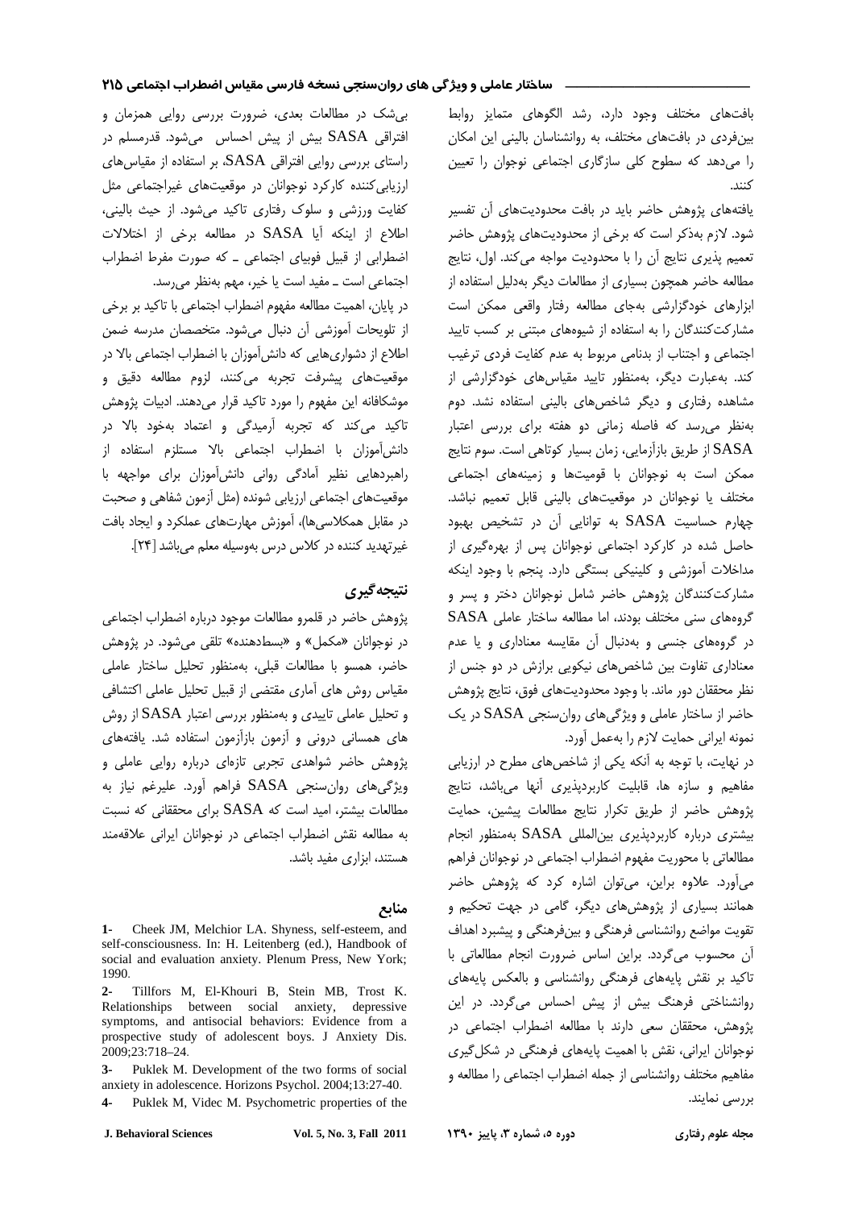بافت‌های مختلف وجود دارد، رشد الگوهای متمایز روابط بین‌فردی در بافت‌های مختلف، به روانشناسان بالینی این امکان را می‌دهد که سطوح کلی سازگاری اجتماعی نوجوان را تعیین کنند.

یافته‌های پژوهش حاضر باید در بافت محدودیت‌های آن تفسیر شود. لازم به‌ذکر است که برخی از محدودیت‌های پژوهش حاضر تعمیم پذیری نتایج آن را با محدودیت مواجه می‌کند. اول، نتایج مطالعه حاضر همچون بسیاری از مطالعات دیگر به‌دلیل استفاده از ابزارهای خودگزارشی به‌جای مطالعه رفتار واقعی ممکن است مشارکت‌کنندگان را به استفاده از شیوه‌های مبتنی بر کسب تایید اجتماعی و اجتناب از بدنامی مربوط به عدم کفایت فردی ترغیب کند. به‌عبارت دیگر، به‌منظور تایید مقیاس‌های خودگزارشی از مشاهده رفتاری و دیگر شاخص‌های بالینی استفاده نشد. دوم به‌نظر می‌رسد که فاصله زمانی دو هفته برای بررسی اعتبار SASA از طریق بازآزمایی، زمان بسیار کوتاهی است. سوم نتایج ممکن است به نوجوانان با قومیت‌ها و زمینه‌های اجتماعی مختلف یا نوجوانان در موقعیت‌های بالینی قابل تعمیم نباشد. چهارم حساسیت SASA به توانایی آن در تشخیص بهبود حاصل شده در کارکرد اجتماعی نوجوانان پس از بهره‌گیری از مداخلات آموزشی و کلینیکی بستگی دارد. پنجم با وجود اینکه مشارکت‌کنندگان پژوهش حاضر شامل نوجوانان دختر و پسر و گروه‌های سنی مختلف بودند، اما مطالعه ساختار عاملی SASA در گروه‌های جنسی و به‌دنبال آن مقایسه معناداری و یا عدم معناداری تفاوت بین شاخص‌های نیکویی برازش در دو جنس از نظر محققان دور ماند. با وجود محدودیت‌های فوق، نتایج پژوهش حاضر از ساختار عاملی و ویژگی‌های روان‌سنجی SASA در یک نمونه ایرانی حمایت لازم را به‌عمل آورد.

در نهایت، با توجه به آنکه یکی از شاخص‌های مطرح در ارزیابی مفاهیم و سازه ها، قابلیت کاربردپذیری آنها می‌باشد، نتایج پژوهش حاضر از طریق تکرار نتایج مطالعات پیشین، حمایت بیشتری درباره کاربردپذیری بین‌المللی SASA به‌منظور انجام مطالعاتی با محوریت مفهوم اضطراب اجتماعی در نوجوانان فراهم می‌آورد. علاوه براین، می‌توان اشاره کرد که پژوهش حاضر همانند بسیاری از پژوهش‌های دیگر، گامی در جهت تحکیم و تقویت مواضع روانشناسی فرهنگی و بین‌فرهنگی و پیشبرد اهداف آن محسوب می‌گردد. براین اساس ضرورت انجام مطالعاتی با تاکید بر نقش پایه‌های فرهنگی روانشناسی و بالعکس پایه‌های روانشناختی فرهنگ بیش از پیش احساس می‌گردد. در این پژوهش، محققان سعی دارند با مطالعه اضطراب اجتماعی در نوجوانان ایرانی، نقش با اهمیت پایه‌های فرهنگی در شکل‌گیری مفاهیم مختلف روانشناسی از جمله اضطراب اجتماعی را مطالعه و بررسی نمایند.

بی‌شک در مطالعات بعدی، ضرورت بررسی روایی همزمان و افتراقی SASA بیش از پیش احساس می‌شود. قدرمسلم در راستای بررسی روایی افتراقی SASA، بر استفاده از مقیاس‌های ارزیابی‌کننده کارکرد نوجوانان در موقعیت‌های غیراجتماعی مثل کفایت ورزشی و سلوک رفتاری تاکید می‌شود. از حیث بالینی، اطلاع از اینکه آیا SASA در مطالعه برخی از اختلالات اضطرابی از قبیل فوبیای اجتماعی ـ که صورت مفرط اضطراب اجتماعی است ـ مفید است یا خیر، مهم به‌نظر می‌رسد.

در پایان، اهمیت مطالعه مفهوم اضطراب اجتماعی با تاکید بر برخی از تلویحات آموزشی آن دنبال می‌شود. متخصصان مدرسه ضمن اطلاع از دشواری‌هایی که دانش‌آموزان با اضطراب اجتماعی بالا در موقعیت‌های پیشرفت تجربه می‌کنند، لزوم مطالعه دقیق و موشکافانه این مفهوم را مورد تاکید قرار می‌دهند. ادبیات پژوهش تاکید می‌کند که تجربه آرمیدگی و اعتماد به‌خود بالا در دانش‌آموزان با اضطراب اجتماعی بالا مستلزم استفاده از راهبردهایی نظیر آمادگی روانی دانش‌آموزان برای مواجهه با موقعیت‌های اجتماعی ارزیابی شونده (مثل آزمون شفاهی و صحبت در مقابل همکلاسی‌ها)، آموزش مهارت‌های عملکرد و ایجاد بافت غیرتهدید کننده در کلاس درس به‌وسیله معلم می‌باشد [۲۴].

## نتیجه‌گیری

پژوهش حاضر در قلمرو مطالعات موجود درباره اضطراب اجتماعی در نوجوانان «مکمل» و «بسط‌دهنده» تلقی می‌شود. در پژوهش حاضر، همسو با مطالعات قبلی، به‌منظور تحلیل ساختار عاملی مقیاس روش های آماری مقتضی از قبیل تحلیل عاملی اکتشافی و تحلیل عاملی تاییدی و به‌منظور بررسی اعتبار SASA از روش های همسانی درونی و آزمون بازآزمون استفاده شد. یافته‌های پژوهش حاضر شواهدی تجربی تازه‌ای درباره روایی عاملی و ویژگی‌های روان‌سنجی SASA فراهم آورد. علیرغم نیاز به مطالعات بیشتر، امید است که SASA برای محققانی که نسبت به مطالعه نقش اضطراب اجتماعی در نوجوانان ایرانی علاقه‌مند هستند، ابزاری مفید باشد.

## منابع

1- Cheek JM, Melchior LA. Shyness, self-esteem, and self-consciousness. In: H. Leitenberg (ed.), Handbook of social and evaluation anxiety. Plenum Press, New York; 1990.

2- Tillfors M, El-Khouri B, Stein MB, Trost K. Relationships between social anxiety, depressive symptoms, and antisocial behaviors: Evidence from a prospective study of adolescent boys. J Anxiety Dis. 2009;23:718–24.

3- Puklek M. Development of the two forms of social anxiety in adolescence. Horizons Psychol. 2004;13:27-40.

4- Puklek M, Videc M. Psychometric properties of the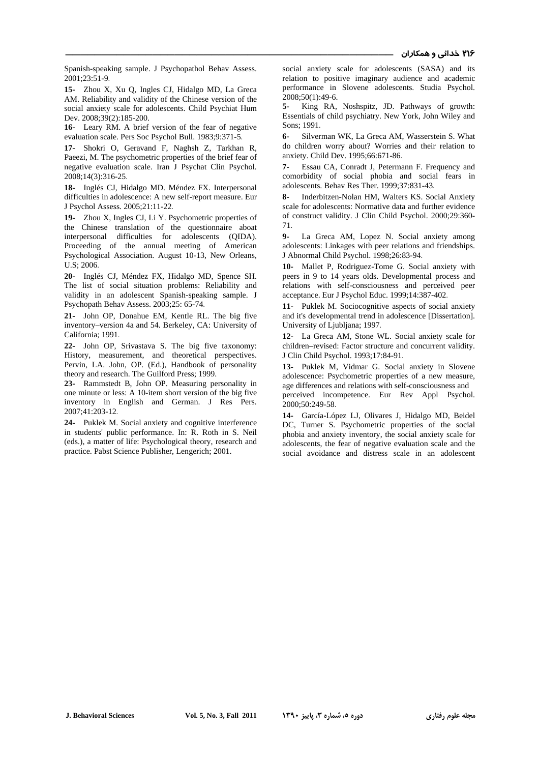social anxiety scale for adolescents (SASA) and its relation to positive imaginary audience and academic performance in Slovene adolescents. Studia Psychol. 2008;50(1):49-6.

**5-** King RA, Noshspitz, JD. Pathways of growth: Essentials of child psychiatry. New York, John Wiley and Sons; 1991.

**6-** Silverman WK, La Greca AM, Wasserstein S. What do children worry about? Worries and their relation to anxiety. Child Dev. 1995;66:671-86.

**7-** Essau CA, Conradt J, Petermann F. Frequency and comorbidity of social phobia and social fears in adolescents. Behav Res Ther. 1999;37:831-43.

**8-** Inderbitzen-Nolan HM, Walters KS. Social Anxiety scale for adolescents: Normative data and further evidence of construct validity. J Clin Child Psychol. 2000;29:360-71.

**9-** La Greca AM, Lopez N. Social anxiety among adolescents: Linkages with peer relations and friendships. J Abnormal Child Psychol. 1998;26:83-94.

**10-** Mallet P, Rodriguez-Tome G. Social anxiety with peers in 9 to 14 years olds. Developmental process and relations with self-consciousness and perceived peer acceptance. Eur J Psychol Educ. 1999;14:387-402.

**11-** Puklek M. Sociocognitive aspects of social anxiety and it's developmental trend in adolescence [Dissertation]. University of Ljubljana; 1997.

**12-** La Greca AM, Stone WL. Social anxiety scale for children–revised: Factor structure and concurrent validity. J Clin Child Psychol. 1993;17:84-91.

**13-** Puklek M, Vidmar G. Social anxiety in Slovene adolescence: Psychometric properties of a new measure, age differences and relations with self-consciousness and perceived incompetence. Eur Rev Appl Psychol. 2000;50:249-58.

**14-** García-López LJ, Olivares J, Hidalgo MD, Beidel DC, Turner S. Psychometric properties of the social phobia and anxiety inventory, the social anxiety scale for adolescents, the fear of negative evaluation scale and the social avoidance and distress scale in an adolescent Spanish-speaking sample. J Psychopathol Behav Assess. 2001;23:51-9.

**15-** Zhou X, Xu Q, Ingles CJ, Hidalgo MD, La Greca AM. Reliability and validity of the Chinese version of the social anxiety scale for adolescents. Child Psychiat Hum Dev. 2008;39(2):185-200.

**16-** Leary RM. A brief version of the fear of negative evaluation scale. Pers Soc Psychol Bull. 1983;9:371-5.

**17-** Shokri O, Geravand F, Naghsh Z, Tarkhan R, Paeezi, M. The psychometric properties of the brief fear of negative evaluation scale. Iran J Psychat Clin Psychol. 2008;14(3):316-25.

**18-** Inglés CJ, Hidalgo MD. Méndez FX. Interpersonal difficulties in adolescence: A new self-report measure. Eur J Psychol Assess. 2005;21:11-22.

**19-** Zhou X, Ingles CJ, Li Y. Psychometric properties of the Chinese translation of the questionnaire aboat interpersonal difficulties for adolescents (QIDA). Proceeding of the annual meeting of American Psychological Association. August 10-13, New Orleans, U.S; 2006.

**20-** Inglés CJ, Méndez FX, Hidalgo MD, Spence SH. The list of social situation problems: Reliability and validity in an adolescent Spanish-speaking sample. J Psychopath Behav Assess. 2003;25: 65-74.

**21-** John OP, Donahue EM, Kentle RL. The big five inventory–version 4a and 54. Berkeley, CA: University of California; 1991.

**22-** John OP, Srivastava S. The big five taxonomy: History, measurement, and theoretical perspectives. Pervin, LA. John, OP. (Ed.), Handbook of personality theory and research. The Guilford Press; 1999.

**23-** Rammstedt B, John OP. Measuring personality in one minute or less: A 10-item short version of the big five inventory in English and German. J Res Pers. 2007;41:203-12.

**24-** Puklek M. Social anxiety and cognitive interference in students' public performance. In: R. Roth in S. Neil (eds.), a matter of life: Psychological theory, research and practice. Pabst Science Publisher, Lengerich; 2001.